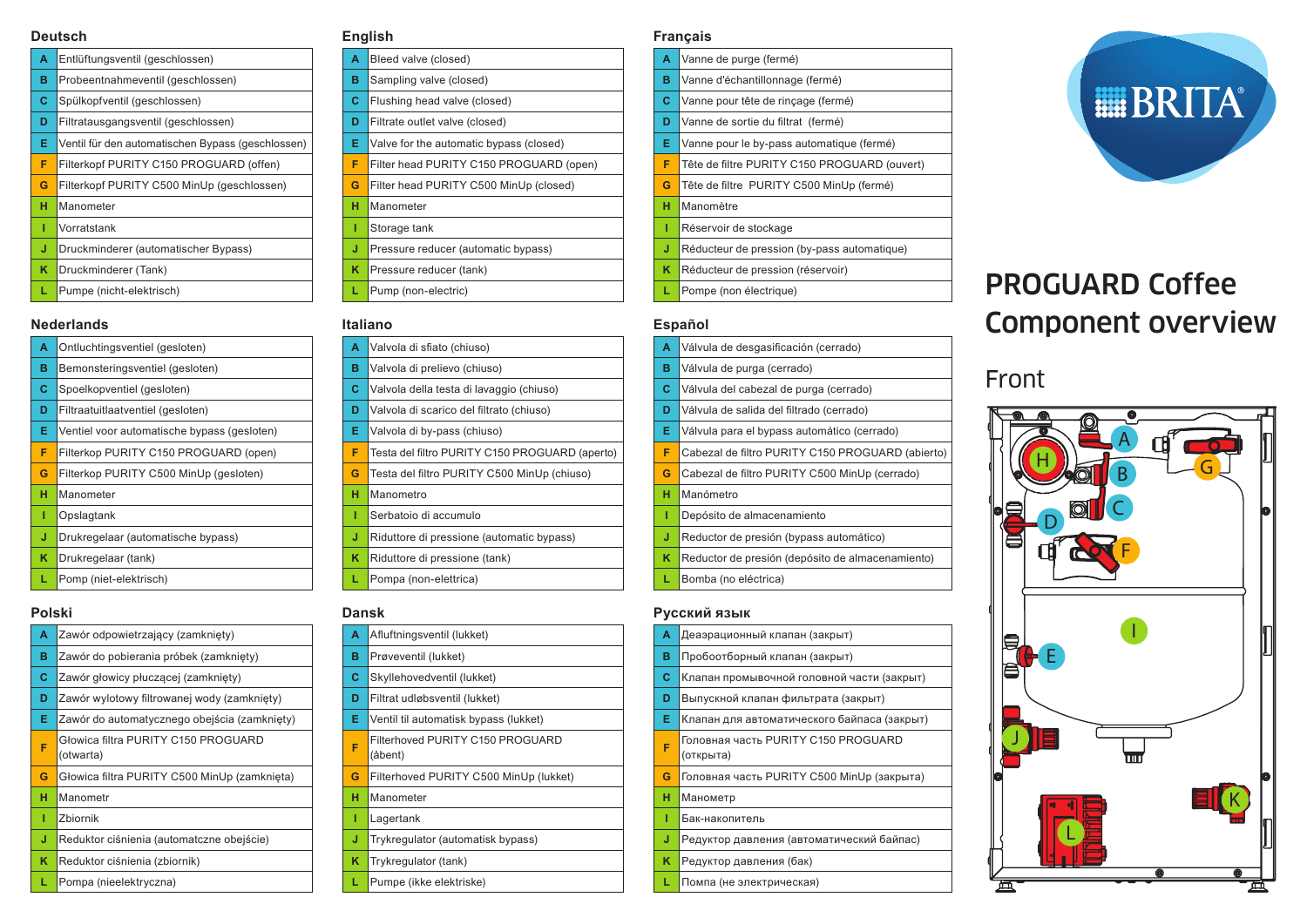# PROGUARD Coffee Component overview

## Front

### Deutsch

| | |
|---|---|
| A | Entlüftungsventil (geschlossen) |
| B | Probeentnahmeventil (geschlossen) |
| C | Spülkopfventil (geschlossen) |
| D | Filtratausgangsventil (geschlossen) |
| E | Ventil für den automatischen Bypass (geschlossen) |
| F | Filterkopf PURITY C150 PROGUARD (offen) |
| G | Filterkopf PURITY C500 MinUp (geschlossen) |
| H | Manometer |
| I | Vorratstank |
| J | Druckminderer (automatischer Bypass) |
| K | Druckminderer (Tank) |
| L | Pumpe (nicht-elektrisch) |

### English

| | |
|---|---|
| A | Bleed valve (closed) |
| B | Sampling valve (closed) |
| C | Flushing head valve (closed) |
| D | Filtrate outlet valve (closed) |
| E | Valve for the automatic bypass (closed) |
| F | Filter head PURITY C150 PROGUARD (open) |
| G | Filter head PURITY C500 MinUp (closed) |
| H | Manometer |
| I | Storage tank |
| J | Pressure reducer (automatic bypass) |
| K | Pressure reducer (tank) |
| L | Pump (non-electric) |

### Français

| | |
|---|---|
| A | Vanne de purge (fermé) |
| B | Vanne d'échantillonnage (fermé) |
| C | Vanne pour tête de rinçage (fermé) |
| D | Vanne de sortie du filtrat (fermé) |
| E | Vanne pour le by-pass automatique (fermé) |
| F | Tête de filtre PURITY C150 PROGUARD (ouvert) |
| G | Tête de filtre PURITY C500 MinUp (fermé) |
| H | Manomètre |
| I | Réservoir de stockage |
| J | Réducteur de pression (by-pass automatique) |
| K | Réducteur de pression (réservoir) |
| L | Pompe (non électrique) |

### Nederlands

| | |
|---|---|
| A | Ontluchtingsventiel (gesloten) |
| B | Bemonsteringsventiel (gesloten) |
| C | Spoelkopventiel (gesloten) |
| D | Filtraatuitlaatventiel (gesloten) |
| E | Ventiel voor automatische bypass (gesloten) |
| F | Filterkop PURITY C150 PROGUARD (open) |
| G | Filterkop PURITY C500 MinUp (gesloten) |
| H | Manometer |
| I | Opslagtank |
| J | Drukregelaar (automatische bypass) |
| K | Drukregelaar (tank) |
| L | Pomp (niet-elektrisch) |

### Italiano

| | |
|---|---|
| A | Valvola di sfiato (chiuso) |
| B | Valvola di prelievo (chiuso) |
| C | Valvola della testa di lavaggio (chiuso) |
| D | Valvola di scarico del filtrato (chiuso) |
| E | Valvola di by-pass (chiuso) |
| F | Testa del filtro PURITY C150 PROGUARD (aperto) |
| G | Testa del filtro PURITY C500 MinUp (chiuso) |
| H | Manometro |
| I | Serbatoio di accumulo |
| J | Riduttore di pressione (automatic bypass) |
| K | Riduttore di pressione (tank) |
| L | Pompa (non-elettrica) |

### Español

| | |
|---|---|
| A | Válvula de desgasificación (cerrado) |
| B | Válvula de purga (cerrado) |
| C | Válvula del cabezal de purga (cerrado) |
| D | Válvula de salida del filtrado (cerrado) |
| E | Válvula para el bypass automático (cerrado) |
| F | Cabezal de filtro PURITY C150 PROGUARD (abierto) |
| G | Cabezal de filtro PURITY C500 MinUp (cerrado) |
| H | Manómetro |
| I | Depósito de almacenamiento |
| J | Reductor de presión (bypass automático) |
| K | Reductor de presión (depósito de almacenamiento) |
| L | Bomba (no eléctrica) |

### Polski

| | |
|---|---|
| A | Zawór odpowietrzający (zamknięty) |
| B | Zawór do pobierania próbek (zamknięty) |
| C | Zawór głowicy płuczącej (zamknięty) |
| D | Zawór wylotowy filtrowanej wody (zamknięty) |
| E | Zawór do automatycznego obejścia (zamknięty) |
| F | Głowica filtra PURITY C150 PROGUARD (otwarta) |
| G | Głowica filtra PURITY C500 MinUp (zamknięta) |
| H | Manometr |
| I | Zbiornik |
| J | Reduktor ciśnienia (automatczne obejście) |
| K | Reduktor ciśnienia (zbiornik) |
| L | Pompa (nieelektryczna) |

### Dansk

| | |
|---|---|
| A | Afluftningsventil (lukket) |
| B | Prøveventil (lukket) |
| C | Skyllehovedventil (lukket) |
| D | Filtrat udløbsventil (lukket) |
| E | Ventil til automatisk bypass (lukket) |
| F | Filterhoved PURITY C150 PROGUARD (åbent) |
| G | Filterhoved PURITY C500 MinUp (lukket) |
| H | Manometer |
| I | Lagertank |
| J | Trykregulator (automatisk bypass) |
| K | Trykregulator (tank) |
| L | Pumpe (ikke elektriske) |

### Русский язык

| | |
|---|---|
| A | Деаэрационный клапан (закрыт) |
| B | Пробоотборный клапан (закрыт) |
| C | Клапан промывочной головной части (закрыт) |
| D | Выпускной клапан фильтрата (закрыт) |
| E | Клапан для автоматического байпаса (закрыт) |
| F | Головная часть PURITY C150 PROGUARD (открыта) |
| G | Головная часть PURITY C500 MinUp (закрыта) |
| H | Манометр |
| I | Бак-накопитель |
| J | Редуктор давления (автоматический байпас) |
| K | Редуктор давления (бак) |
| L | Помпа (не электрическая) |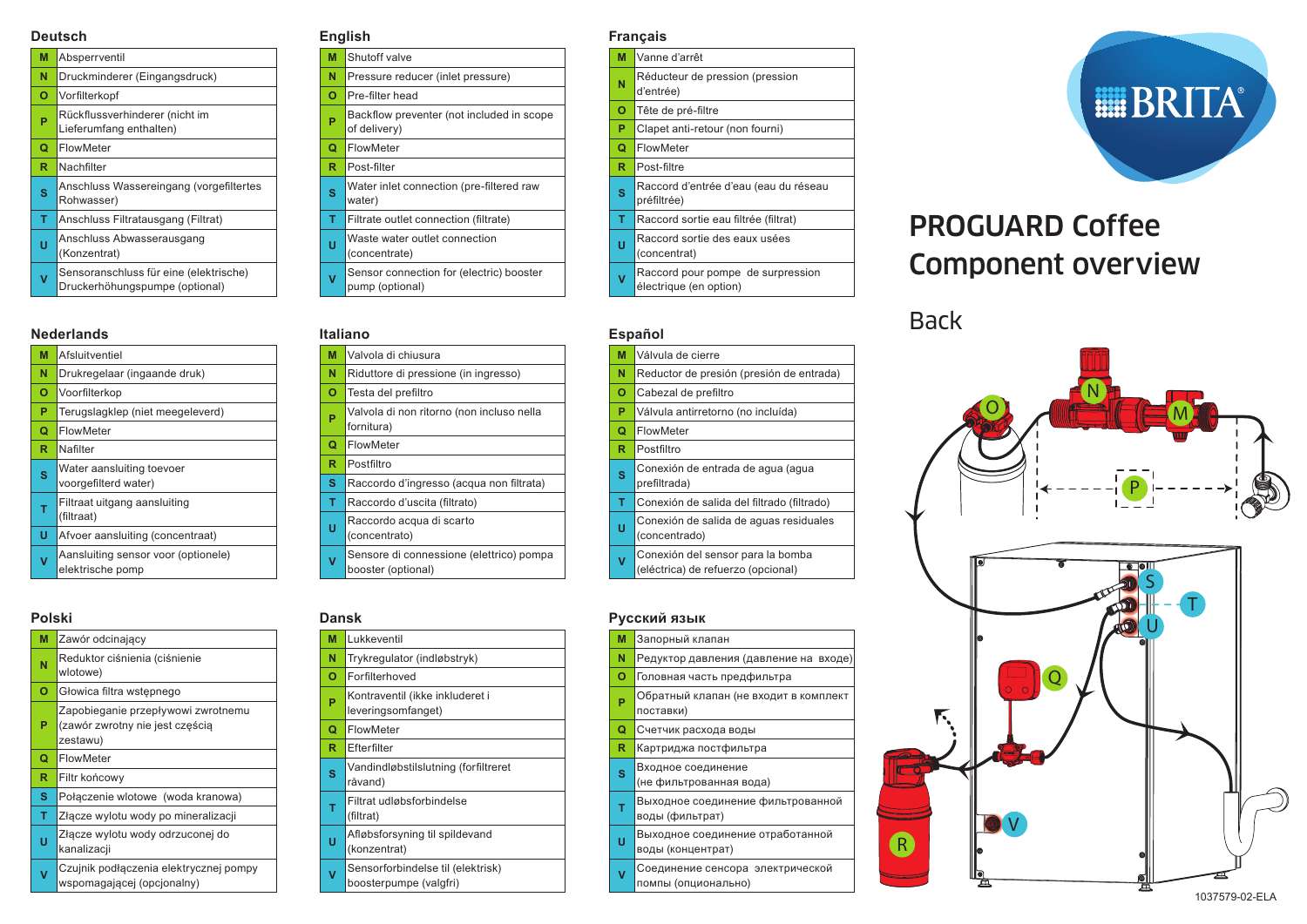# PROGUARD Coffee Component overview

## Back

### Deutsch

| | |
|---|---|
| M | Absperrventil |
| N | Druckminderer (Eingangsdruck) |
| O | Vorfilterkopf |
| P | Rückflussverhinderer (nicht im Lieferumfang enthalten) |
| Q | FlowMeter |
| R | Nachfilter |
| S | Anschluss Wassereingang (vorgefiltertes Rohwasser) |
| T | Anschluss Filtratausgang (Filtrat) |
| U | Anschluss Abwasserausgang (Konzentrat) |
| V | Sensoranschluss für eine (elektrische) Druckerhöhungspumpe (optional) |

### English

| | |
|---|---|
| M | Shutoff valve |
| N | Pressure reducer (inlet pressure) |
| O | Pre-filter head |
| P | Backflow preventer (not included in scope of delivery) |
| Q | FlowMeter |
| R | Post-filter |
| S | Water inlet connection (pre-filtered raw water) |
| T | Filtrate outlet connection (filtrate) |
| U | Waste water outlet connection (concentrate) |
| V | Sensor connection for (electric) booster pump (optional) |

### Français

| | |
|---|---|
| M | Vanne d'arrêt |
| N | Réducteur de pression (pression d'entrée) |
| O | Tête de pré-filtre |
| P | Clapet anti-retour (non fourni) |
| Q | FlowMeter |
| R | Post-filtre |
| S | Raccord d'entrée d'eau (eau du réseau préfiltrée) |
| T | Raccord sortie eau filtrée (filtrat) |
| U | Raccord sortie des eaux usées (concentrat) |
| V | Raccord pour pompe de surpression électrique (en option) |

### Nederlands

| | |
|---|---|
| M | Afsluitventiel |
| N | Drukregelaar (ingaande druk) |
| O | Voorfilterkop |
| P | Terugslagklep (niet meegeleverd) |
| Q | FlowMeter |
| R | Nafilter |
| S | Water aansluiting toevoer voorgefilterd water) |
| T | Filtraat uitgang aansluiting (filtraat) |
| U | Afvoer aansluiting (concentraat) |
| V | Aansluiting sensor voor (optionele) elektrische pomp |

### Italiano

| | |
|---|---|
| M | Valvola di chiusura |
| N | Riduttore di pressione (in ingresso) |
| O | Testa del prefiltro |
| P | Valvola di non ritorno (non incluso nella fornitura) |
| Q | FlowMeter |
| R | Postfiltro |
| S | Raccordo d'ingresso (acqua non filtrata) |
| T | Raccordo d'uscita (filtrato) |
| U | Raccordo acqua di scarto (concentrato) |
| V | Sensore di connessione (elettrico) pompa booster (optional) |

### Español

| | |
|---|---|
| M | Válvula de cierre |
| N | Reductor de presión (presión de entrada) |
| O | Cabezal de prefiltro |
| P | Válvula antirretorno (no incluida) |
| Q | FlowMeter |
| R | Postfiltro |
| S | Conexión de entrada de agua (agua prefiltrada) |
| T | Conexión de salida del filtrado (filtrado) |
| U | Conexión de salida de aguas residuales (concentrado) |
| V | Conexión del sensor para la bomba (eléctrica) de refuerzo (opcional) |

### Polski

| | |
|---|---|
| M | Zawór odcinający |
| N | Reduktor ciśnienia (ciśnienie wlotowe) |
| O | Głowica filtra wstępnego |
| P | Zapobieganie przepływowi zwrotnemu (zawór zwrotny nie jest częścią zestawu) |
| Q | FlowMeter |
| R | Filtr końcowy |
| S | Połączenie wlotowe (woda kranowa) |
| T | Złącze wylotu wody po mineralizacji |
| U | Złącze wylotu wody odrzuconej do kanalizacji |
| V | Czujnik podłączenia elektrycznej pompy wspomagającej (opcjonalny) |

### Dansk

| | |
|---|---|
| M | Lukkeventil |
| N | Trykregulator (indløbstryk) |
| O | Forfilterhoved |
| P | Kontraventil (ikke inkluderet i leveringsomfanget) |
| Q | FlowMeter |
| R | Efterfilter |
| S | Vandindløbstilslutning (forfiltreret råvand) |
| T | Filtrat udløbsforbindelse (filtrat) |
| U | Afløbsforsyning til spildevand (konzentrat) |
| V | Sensorforbindelse til (elektrisk) boosterpumpe (valgfri) |

### Русский язык

| | |
|---|---|
| M | Запорный клапан |
| N | Редуктор давления (давление на входе) |
| O | Головная часть предфильтра |
| P | Обратный клапан (не входит в комплект поставки) |
| Q | Счетчик расхода воды |
| R | Картриджа постфильтра |
| S | Входное соединение (не фильтрованная вода) |
| T | Выходное соединение фильтрованной воды (фильтрат) |
| U | Выходное соединение отработанной воды (концентрат) |
| V | Соединение сенсора электрической помпы (опционально) |

1037579-02-ELA